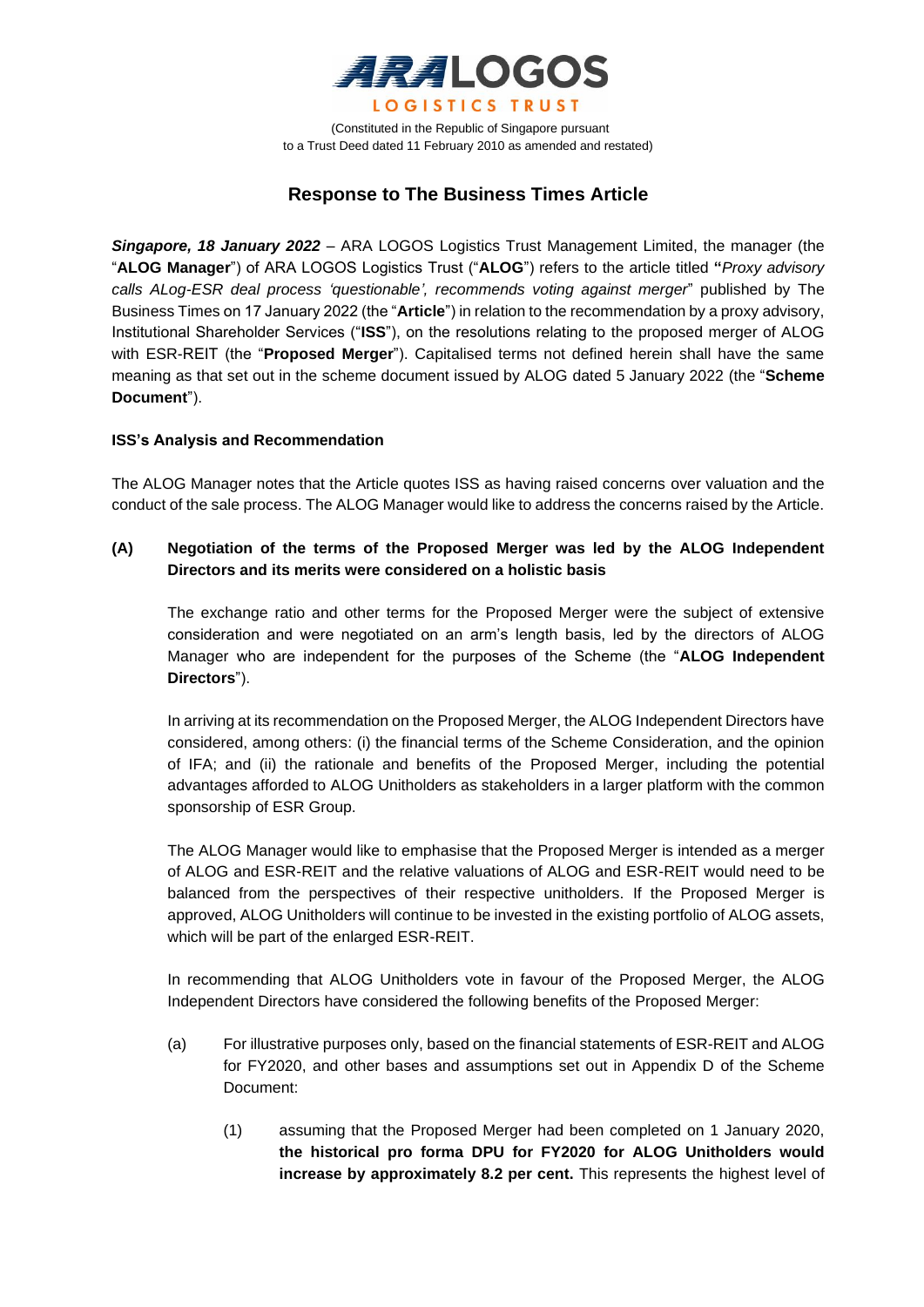ARA LOGOS LOGISTICS TRUST

(Constituted in the Republic of Singapore pursuant to a Trust Deed dated 11 February 2010 as amended and restated)

# Response to The Business Times Article

***Singapore, 18 January 2022*** – ARA LOGOS Logistics Trust Management Limited, the manager (the "**ALOG Manager**") of ARA LOGOS Logistics Trust ("**ALOG**") refers to the article titled "*Proxy advisory calls ALog-ESR deal process 'questionable', recommends voting against merger*" published by The Business Times on 17 January 2022 (the "**Article**") in relation to the recommendation by a proxy advisory, Institutional Shareholder Services ("**ISS**"), on the resolutions relating to the proposed merger of ALOG with ESR-REIT (the "**Proposed Merger**"). Capitalised terms not defined herein shall have the same meaning as that set out in the scheme document issued by ALOG dated 5 January 2022 (the "**Scheme Document**").

**ISS's Analysis and Recommendation**

The ALOG Manager notes that the Article quotes ISS as having raised concerns over valuation and the conduct of the sale process. The ALOG Manager would like to address the concerns raised by the Article.

**(A) Negotiation of the terms of the Proposed Merger was led by the ALOG Independent Directors and its merits were considered on a holistic basis**

The exchange ratio and other terms for the Proposed Merger were the subject of extensive consideration and were negotiated on an arm's length basis, led by the directors of ALOG Manager who are independent for the purposes of the Scheme (the "**ALOG Independent Directors**").

In arriving at its recommendation on the Proposed Merger, the ALOG Independent Directors have considered, among others: (i) the financial terms of the Scheme Consideration, and the opinion of IFA; and (ii) the rationale and benefits of the Proposed Merger, including the potential advantages afforded to ALOG Unitholders as stakeholders in a larger platform with the common sponsorship of ESR Group.

The ALOG Manager would like to emphasise that the Proposed Merger is intended as a merger of ALOG and ESR-REIT and the relative valuations of ALOG and ESR-REIT would need to be balanced from the perspectives of their respective unitholders. If the Proposed Merger is approved, ALOG Unitholders will continue to be invested in the existing portfolio of ALOG assets, which will be part of the enlarged ESR-REIT.

In recommending that ALOG Unitholders vote in favour of the Proposed Merger, the ALOG Independent Directors have considered the following benefits of the Proposed Merger:

(a) For illustrative purposes only, based on the financial statements of ESR-REIT and ALOG for FY2020, and other bases and assumptions set out in Appendix D of the Scheme Document:

(1) assuming that the Proposed Merger had been completed on 1 January 2020, **the historical pro forma DPU for FY2020 for ALOG Unitholders would increase by approximately 8.2 per cent.** This represents the highest level of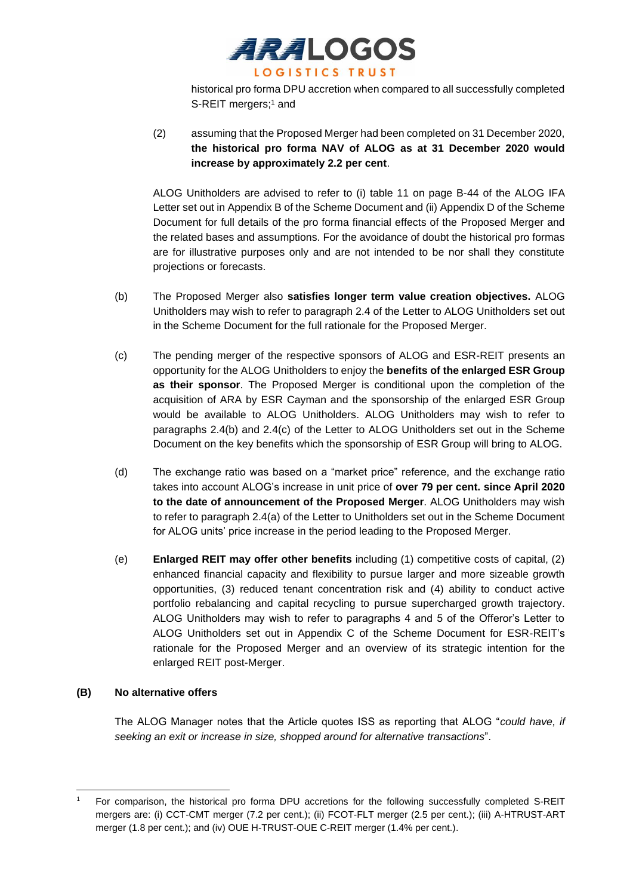historical pro forma DPU accretion when compared to all successfully completed S-REIT mergers;[1] and

(2) assuming that the Proposed Merger had been completed on 31 December 2020, **the historical pro forma NAV of ALOG as at 31 December 2020 would increase by approximately 2.2 per cent**.

ALOG Unitholders are advised to refer to (i) table 11 on page B-44 of the ALOG IFA Letter set out in Appendix B of the Scheme Document and (ii) Appendix D of the Scheme Document for full details of the pro forma financial effects of the Proposed Merger and the related bases and assumptions. For the avoidance of doubt the historical pro formas are for illustrative purposes only and are not intended to be nor shall they constitute projections or forecasts.

(b) The Proposed Merger also **satisfies longer term value creation objectives.** ALOG Unitholders may wish to refer to paragraph 2.4 of the Letter to ALOG Unitholders set out in the Scheme Document for the full rationale for the Proposed Merger.

(c) The pending merger of the respective sponsors of ALOG and ESR-REIT presents an opportunity for the ALOG Unitholders to enjoy the **benefits of the enlarged ESR Group as their sponsor**. The Proposed Merger is conditional upon the completion of the acquisition of ARA by ESR Cayman and the sponsorship of the enlarged ESR Group would be available to ALOG Unitholders. ALOG Unitholders may wish to refer to paragraphs 2.4(b) and 2.4(c) of the Letter to ALOG Unitholders set out in the Scheme Document on the key benefits which the sponsorship of ESR Group will bring to ALOG.

(d) The exchange ratio was based on a "market price" reference, and the exchange ratio takes into account ALOG's increase in unit price of **over 79 per cent. since April 2020 to the date of announcement of the Proposed Merger**. ALOG Unitholders may wish to refer to paragraph 2.4(a) of the Letter to Unitholders set out in the Scheme Document for ALOG units' price increase in the period leading to the Proposed Merger.

(e) **Enlarged REIT may offer other benefits** including (1) competitive costs of capital, (2) enhanced financial capacity and flexibility to pursue larger and more sizeable growth opportunities, (3) reduced tenant concentration risk and (4) ability to conduct active portfolio rebalancing and capital recycling to pursue supercharged growth trajectory. ALOG Unitholders may wish to refer to paragraphs 4 and 5 of the Offeror's Letter to ALOG Unitholders set out in Appendix C of the Scheme Document for ESR-REIT's rationale for the Proposed Merger and an overview of its strategic intention for the enlarged REIT post-Merger.

**(B) No alternative offers**

The ALOG Manager notes that the Article quotes ISS as reporting that ALOG "*could have, if seeking an exit or increase in size, shopped around for alternative transactions*".

---

[1] For comparison, the historical pro forma DPU accretions for the following successfully completed S-REIT mergers are: (i) CCT-CMT merger (7.2 per cent.); (ii) FCOT-FLT merger (2.5 per cent.); (iii) A-HTRUST-ART merger (1.8 per cent.); and (iv) OUE H-TRUST-OUE C-REIT merger (1.4% per cent.).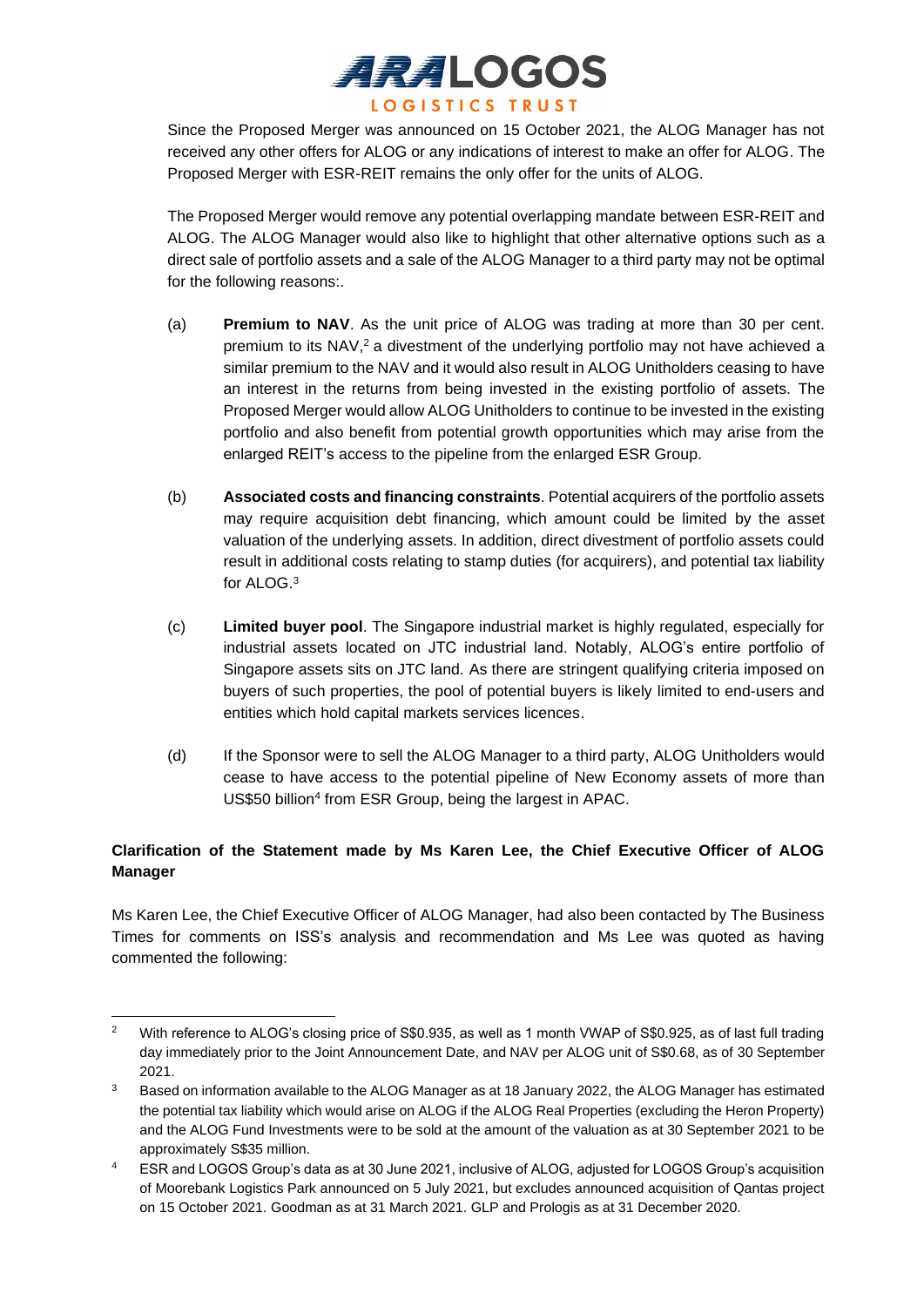Since the Proposed Merger was announced on 15 October 2021, the ALOG Manager has not received any other offers for ALOG or any indications of interest to make an offer for ALOG. The Proposed Merger with ESR-REIT remains the only offer for the units of ALOG.

The Proposed Merger would remove any potential overlapping mandate between ESR-REIT and ALOG. The ALOG Manager would also like to highlight that other alternative options such as a direct sale of portfolio assets and a sale of the ALOG Manager to a third party may not be optimal for the following reasons:.

(a) **Premium to NAV**. As the unit price of ALOG was trading at more than 30 per cent. premium to its NAV,[2] a divestment of the underlying portfolio may not have achieved a similar premium to the NAV and it would also result in ALOG Unitholders ceasing to have an interest in the returns from being invested in the existing portfolio of assets. The Proposed Merger would allow ALOG Unitholders to continue to be invested in the existing portfolio and also benefit from potential growth opportunities which may arise from the enlarged REIT's access to the pipeline from the enlarged ESR Group.

(b) **Associated costs and financing constraints**. Potential acquirers of the portfolio assets may require acquisition debt financing, which amount could be limited by the asset valuation of the underlying assets. In addition, direct divestment of portfolio assets could result in additional costs relating to stamp duties (for acquirers), and potential tax liability for ALOG.[3]

(c) **Limited buyer pool**. The Singapore industrial market is highly regulated, especially for industrial assets located on JTC industrial land. Notably, ALOG's entire portfolio of Singapore assets sits on JTC land. As there are stringent qualifying criteria imposed on buyers of such properties, the pool of potential buyers is likely limited to end-users and entities which hold capital markets services licences.

(d) If the Sponsor were to sell the ALOG Manager to a third party, ALOG Unitholders would cease to have access to the potential pipeline of New Economy assets of more than US$50 billion[4] from ESR Group, being the largest in APAC.

**Clarification of the Statement made by Ms Karen Lee, the Chief Executive Officer of ALOG Manager**

Ms Karen Lee, the Chief Executive Officer of ALOG Manager, had also been contacted by The Business Times for comments on ISS's analysis and recommendation and Ms Lee was quoted as having commented the following:

---

[2] With reference to ALOG's closing price of S$0.935, as well as 1 month VWAP of S$0.925, as of last full trading day immediately prior to the Joint Announcement Date, and NAV per ALOG unit of S$0.68, as of 30 September 2021.

[3] Based on information available to the ALOG Manager as at 18 January 2022, the ALOG Manager has estimated the potential tax liability which would arise on ALOG if the ALOG Real Properties (excluding the Heron Property) and the ALOG Fund Investments were to be sold at the amount of the valuation as at 30 September 2021 to be approximately S$35 million.

[4] ESR and LOGOS Group's data as at 30 June 2021, inclusive of ALOG, adjusted for LOGOS Group's acquisition of Moorebank Logistics Park announced on 5 July 2021, but excludes announced acquisition of Qantas project on 15 October 2021. Goodman as at 31 March 2021. GLP and Prologis as at 31 December 2020.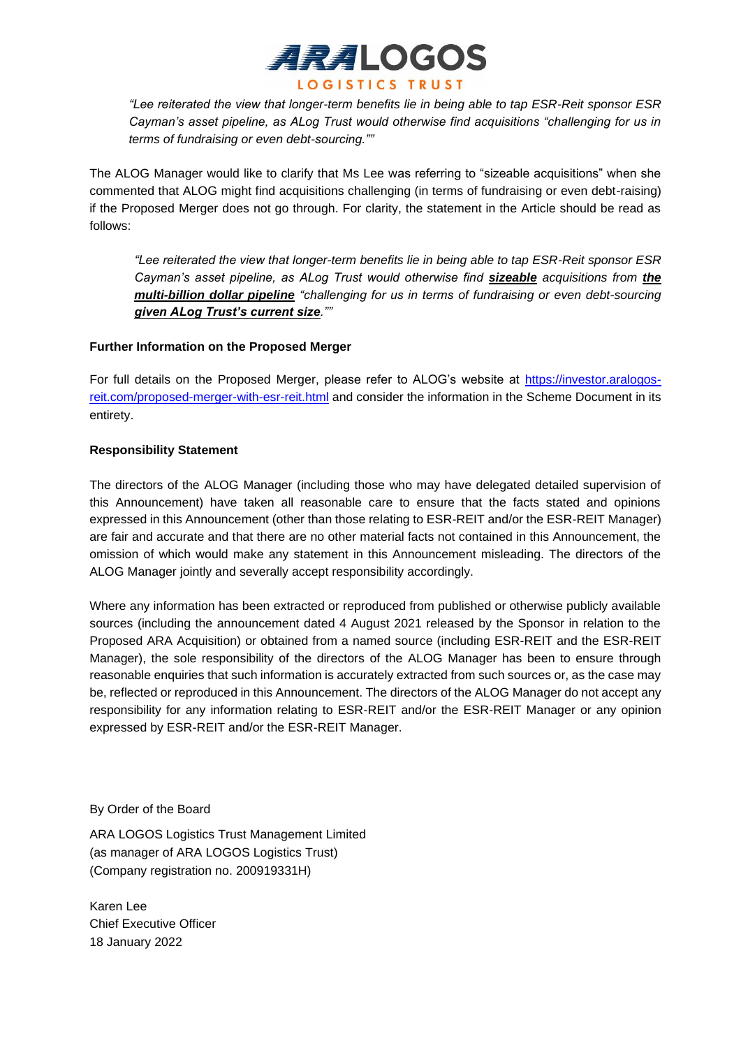*"Lee reiterated the view that longer-term benefits lie in being able to tap ESR-Reit sponsor ESR Cayman's asset pipeline, as ALog Trust would otherwise find acquisitions "challenging for us in terms of fundraising or even debt-sourcing.""*

The ALOG Manager would like to clarify that Ms Lee was referring to "sizeable acquisitions" when she commented that ALOG might find acquisitions challenging (in terms of fundraising or even debt-raising) if the Proposed Merger does not go through. For clarity, the statement in the Article should be read as follows:

*"Lee reiterated the view that longer-term benefits lie in being able to tap ESR-Reit sponsor ESR Cayman's asset pipeline, as ALog Trust would otherwise find* ***sizeable*** *acquisitions from* ***the multi-billion dollar pipeline*** *"challenging for us in terms of fundraising or even debt-sourcing* ***given ALog Trust's current size****.""*

**Further Information on the Proposed Merger**

For full details on the Proposed Merger, please refer to ALOG's website at https://investor.aralogos-reit.com/proposed-merger-with-esr-reit.html and consider the information in the Scheme Document in its entirety.

**Responsibility Statement**

The directors of the ALOG Manager (including those who may have delegated detailed supervision of this Announcement) have taken all reasonable care to ensure that the facts stated and opinions expressed in this Announcement (other than those relating to ESR-REIT and/or the ESR-REIT Manager) are fair and accurate and that there are no other material facts not contained in this Announcement, the omission of which would make any statement in this Announcement misleading. The directors of the ALOG Manager jointly and severally accept responsibility accordingly.

Where any information has been extracted or reproduced from published or otherwise publicly available sources (including the announcement dated 4 August 2021 released by the Sponsor in relation to the Proposed ARA Acquisition) or obtained from a named source (including ESR-REIT and the ESR-REIT Manager), the sole responsibility of the directors of the ALOG Manager has been to ensure through reasonable enquiries that such information is accurately extracted from such sources or, as the case may be, reflected or reproduced in this Announcement. The directors of the ALOG Manager do not accept any responsibility for any information relating to ESR-REIT and/or the ESR-REIT Manager or any opinion expressed by ESR-REIT and/or the ESR-REIT Manager.

By Order of the Board

ARA LOGOS Logistics Trust Management Limited
(as manager of ARA LOGOS Logistics Trust)
(Company registration no. 200919331H)

Karen Lee
Chief Executive Officer
18 January 2022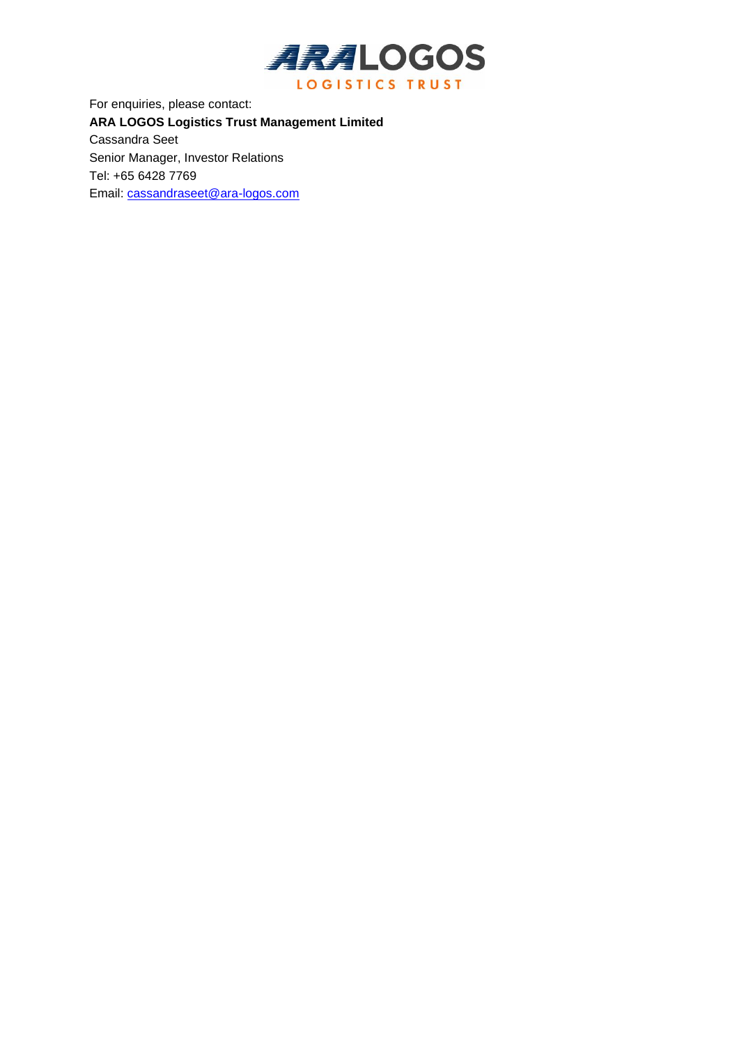For enquiries, please contact:

**ARA LOGOS Logistics Trust Management Limited**

Cassandra Seet

Senior Manager, Investor Relations

Tel: +65 6428 7769

Email: cassandraseet@ara-logos.com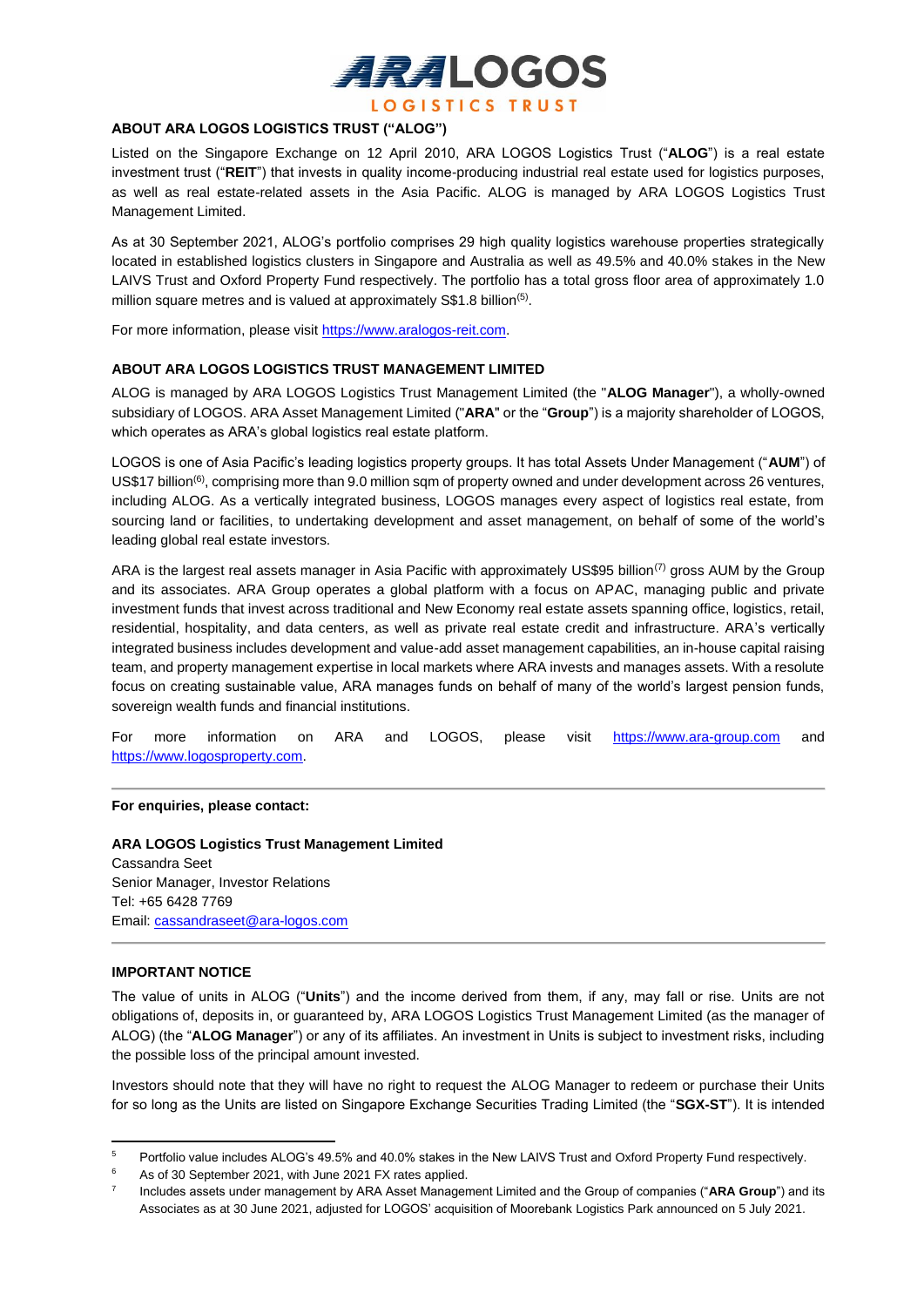**ABOUT ARA LOGOS LOGISTICS TRUST ("ALOG")**

Listed on the Singapore Exchange on 12 April 2010, ARA LOGOS Logistics Trust ("**ALOG**") is a real estate investment trust ("**REIT**") that invests in quality income-producing industrial real estate used for logistics purposes, as well as real estate-related assets in the Asia Pacific. ALOG is managed by ARA LOGOS Logistics Trust Management Limited.

As at 30 September 2021, ALOG's portfolio comprises 29 high quality logistics warehouse properties strategically located in established logistics clusters in Singapore and Australia as well as 49.5% and 40.0% stakes in the New LAIVS Trust and Oxford Property Fund respectively. The portfolio has a total gross floor area of approximately 1.0 million square metres and is valued at approximately S$1.8 billion[5].

For more information, please visit https://www.aralogos-reit.com.

**ABOUT ARA LOGOS LOGISTICS TRUST MANAGEMENT LIMITED**

ALOG is managed by ARA LOGOS Logistics Trust Management Limited (the "**ALOG Manager**"), a wholly-owned subsidiary of LOGOS. ARA Asset Management Limited ("**ARA**" or the "**Group**") is a majority shareholder of LOGOS, which operates as ARA's global logistics real estate platform.

LOGOS is one of Asia Pacific's leading logistics property groups. It has total Assets Under Management ("**AUM**") of US$17 billion[6], comprising more than 9.0 million sqm of property owned and under development across 26 ventures, including ALOG. As a vertically integrated business, LOGOS manages every aspect of logistics real estate, from sourcing land or facilities, to undertaking development and asset management, on behalf of some of the world's leading global real estate investors.

ARA is the largest real assets manager in Asia Pacific with approximately US$95 billion[7] gross AUM by the Group and its associates. ARA Group operates a global platform with a focus on APAC, managing public and private investment funds that invest across traditional and New Economy real estate assets spanning office, logistics, retail, residential, hospitality, and data centers, as well as private real estate credit and infrastructure. ARA's vertically integrated business includes development and value-add asset management capabilities, an in-house capital raising team, and property management expertise in local markets where ARA invests and manages assets. With a resolute focus on creating sustainable value, ARA manages funds on behalf of many of the world's largest pension funds, sovereign wealth funds and financial institutions.

For more information on ARA and LOGOS, please visit https://www.ara-group.com and https://www.logosproperty.com.

---

**For enquiries, please contact:**

**ARA LOGOS Logistics Trust Management Limited**
Cassandra Seet
Senior Manager, Investor Relations
Tel: +65 6428 7769
Email: cassandraseet@ara-logos.com

---

**IMPORTANT NOTICE**

The value of units in ALOG ("**Units**") and the income derived from them, if any, may fall or rise. Units are not obligations of, deposits in, or guaranteed by, ARA LOGOS Logistics Trust Management Limited (as the manager of ALOG) (the "**ALOG Manager**") or any of its affiliates. An investment in Units is subject to investment risks, including the possible loss of the principal amount invested.

Investors should note that they will have no right to request the ALOG Manager to redeem or purchase their Units for so long as the Units are listed on Singapore Exchange Securities Trading Limited (the "**SGX-ST**"). It is intended

---

[5] Portfolio value includes ALOG's 49.5% and 40.0% stakes in the New LAIVS Trust and Oxford Property Fund respectively.

[6] As of 30 September 2021, with June 2021 FX rates applied.

[7] Includes assets under management by ARA Asset Management Limited and the Group of companies ("**ARA Group**") and its Associates as at 30 June 2021, adjusted for LOGOS' acquisition of Moorebank Logistics Park announced on 5 July 2021.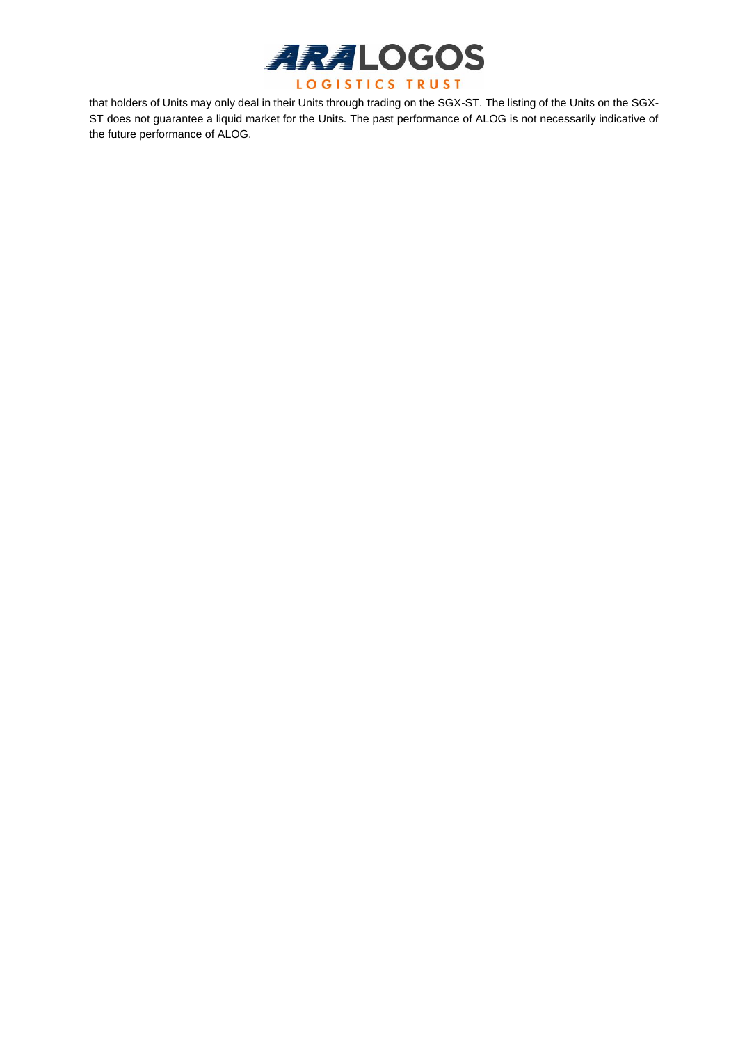that holders of Units may only deal in their Units through trading on the SGX-ST. The listing of the Units on the SGX-ST does not guarantee a liquid market for the Units. The past performance of ALOG is not necessarily indicative of the future performance of ALOG.